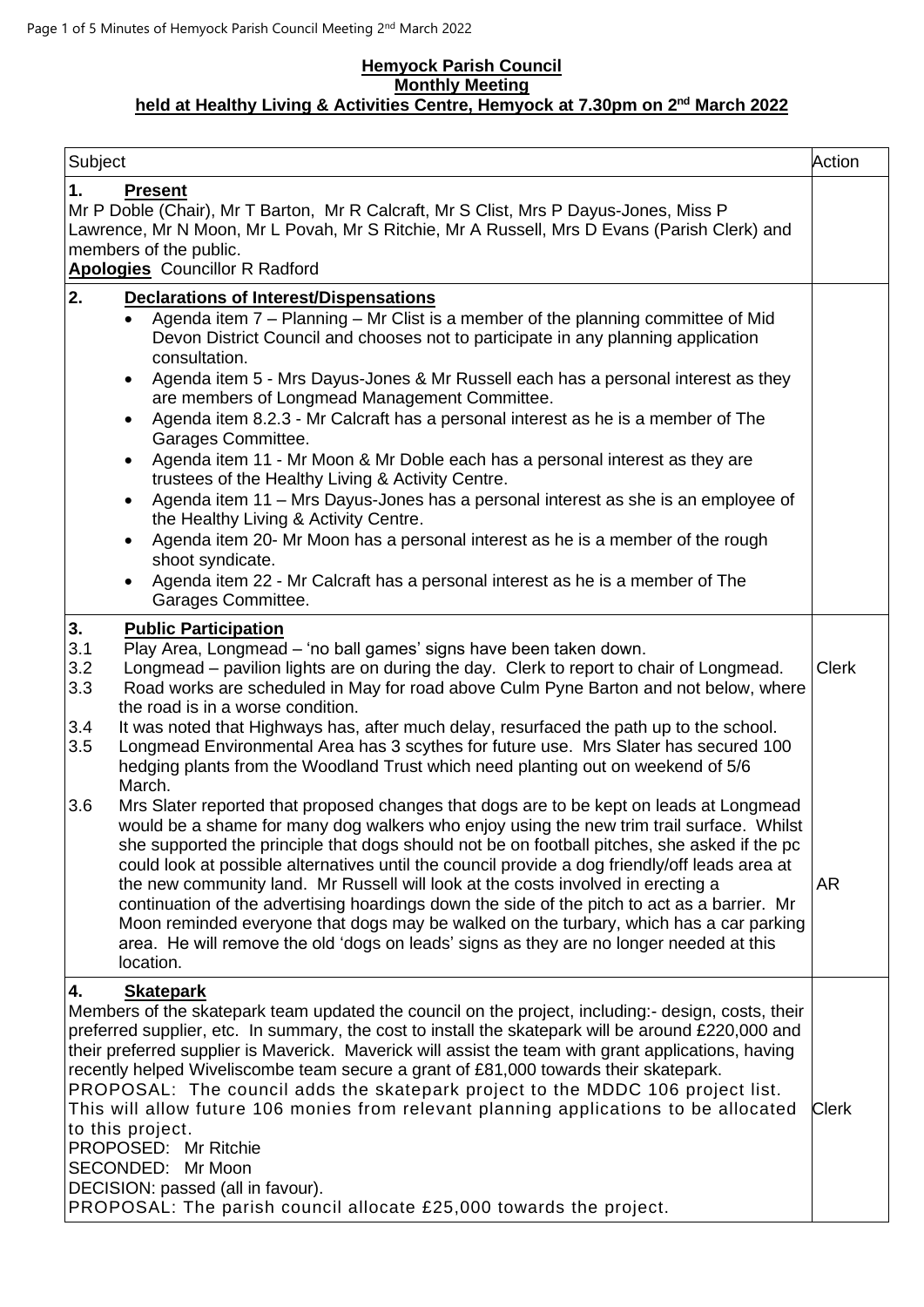**Hemyock Parish Council**
**Monthly Meeting**
**held at Healthy Living & Activities Centre, Hemyock at 7.30pm on 2nd March 2022**

| Subject | Action |
|---|---|
| **1. Present**<br>Mr P Doble (Chair), Mr T Barton, Mr R Calcraft, Mr S Clist, Mrs P Dayus-Jones, Miss P Lawrence, Mr N Moon, Mr L Povah, Mr S Ritchie, Mr A Russell, Mrs D Evans (Parish Clerk) and members of the public.<br>**Apologies** Councillor R Radford | |
| **2. Declarations of Interest/Dispensations**<br>• Agenda item 7 – Planning – Mr Clist is a member of the planning committee of Mid Devon District Council and chooses not to participate in any planning application consultation.<br>• Agenda item 5 - Mrs Dayus-Jones & Mr Russell each has a personal interest as they are members of Longmead Management Committee.<br>• Agenda item 8.2.3 - Mr Calcraft has a personal interest as he is a member of The Garages Committee.<br>• Agenda item 11 - Mr Moon & Mr Doble each has a personal interest as they are trustees of the Healthy Living & Activity Centre.<br>• Agenda item 11 – Mrs Dayus-Jones has a personal interest as she is an employee of the Healthy Living & Activity Centre.<br>• Agenda item 20- Mr Moon has a personal interest as he is a member of the rough shoot syndicate.<br>• Agenda item 22 - Mr Calcraft has a personal interest as he is a member of The Garages Committee. | |
| **3. Public Participation**<br>3.1 Play Area, Longmead – 'no ball games' signs have been taken down.<br>3.2 Longmead – pavilion lights are on during the day. Clerk to report to chair of Longmead.<br>3.3 Road works are scheduled in May for road above Culm Pyne Barton and not below, where the road is in a worse condition.<br>3.4 It was noted that Highways has, after much delay, resurfaced the path up to the school.<br>3.5 Longmead Environmental Area has 3 scythes for future use. Mrs Slater has secured 100 hedging plants from the Woodland Trust which need planting out on weekend of 5/6 March.<br>3.6 Mrs Slater reported that proposed changes that dogs are to be kept on leads at Longmead would be a shame for many dog walkers who enjoy using the new trim trail surface. Whilst she supported the principle that dogs should not be on football pitches, she asked if the pc could look at possible alternatives until the council provide a dog friendly/off leads area at the new community land. Mr Russell will look at the costs involved in erecting a continuation of the advertising hoardings down the side of the pitch to act as a barrier. Mr Moon reminded everyone that dogs may be walked on the turbary, which has a car parking area. He will remove the old 'dogs on leads' signs as they are no longer needed at this location. | Clerk<br><br><br><br><br><br>AR |
| **4. Skatepark**<br>Members of the skatepark team updated the council on the project, including:- design, costs, their preferred supplier, etc. In summary, the cost to install the skatepark will be around £220,000 and their preferred supplier is Maverick. Maverick will assist the team with grant applications, having recently helped Wiveliscombe team secure a grant of £81,000 towards their skatepark.<br>PROPOSAL: The council adds the skatepark project to the MDDC 106 project list. This will allow future 106 monies from relevant planning applications to be allocated to this project.<br>PROPOSED: Mr Ritchie<br>SECONDED: Mr Moon<br>DECISION: passed (all in favour).<br>PROPOSAL: The parish council allocate £25,000 towards the project. | Clerk |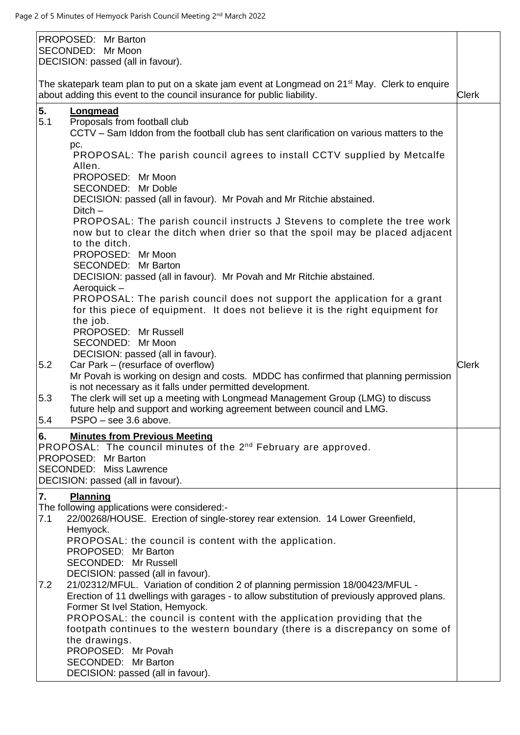PROPOSED: Mr Barton
SECONDED: Mr Moon
DECISION: passed (all in favour).

The skatepark team plan to put on a skate jam event at Longmead on 21st May. Clerk to enquire about adding this event to the council insurance for public liability. — **Clerk**

## 5. Longmead

5.1 Proposals from football club

CCTV – Sam Iddon from the football club has sent clarification on various matters to the pc.

PROPOSAL: The parish council agrees to install CCTV supplied by Metcalfe Allen.
PROPOSED: Mr Moon
SECONDED: Mr Doble
DECISION: passed (all in favour). Mr Povah and Mr Ritchie abstained.

Ditch –

PROPOSAL: The parish council instructs J Stevens to complete the tree work now but to clear the ditch when drier so that the spoil may be placed adjacent to the ditch.
PROPOSED: Mr Moon
SECONDED: Mr Barton
DECISION: passed (all in favour). Mr Povah and Mr Ritchie abstained.

Aeroquick –

PROPOSAL: The parish council does not support the application for a grant for this piece of equipment. It does not believe it is the right equipment for the job.
PROPOSED: Mr Russell
SECONDED: Mr Moon
DECISION: passed (all in favour).

5.2 Car Park – (resurface of overflow) — **Clerk**

Mr Povah is working on design and costs. MDDC has confirmed that planning permission is not necessary as it falls under permitted development.

5.3 The clerk will set up a meeting with Longmead Management Group (LMG) to discuss future help and support and working agreement between council and LMG.

5.4 PSPO – see 3.6 above.

## 6. Minutes from Previous Meeting

PROPOSAL: The council minutes of the 2nd February are approved.
PROPOSED: Mr Barton
SECONDED: Miss Lawrence
DECISION: passed (all in favour).

## 7. Planning

The following applications were considered:-

7.1 22/00268/HOUSE. Erection of single-storey rear extension. 14 Lower Greenfield, Hemyock.

PROPOSAL: the council is content with the application.
PROPOSED: Mr Barton
SECONDED: Mr Russell
DECISION: passed (all in favour).

7.2 21/02312/MFUL. Variation of condition 2 of planning permission 18/00423/MFUL - Erection of 11 dwellings with garages - to allow substitution of previously approved plans. Former St Ivel Station, Hemyock.

PROPOSAL: the council is content with the application providing that the footpath continues to the western boundary (there is a discrepancy on some of the drawings.
PROPOSED: Mr Povah
SECONDED: Mr Barton
DECISION: passed (all in favour).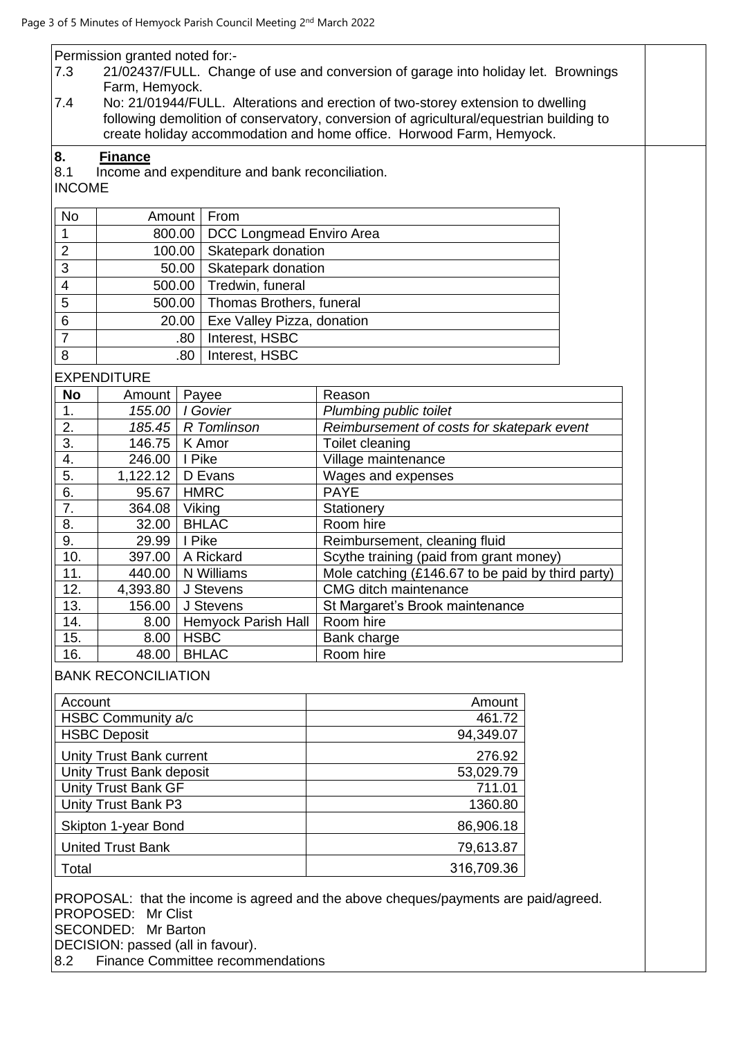Permission granted noted for:-

7.3 21/02437/FULL. Change of use and conversion of garage into holiday let. Brownings Farm, Hemyock.

7.4 No: 21/01944/FULL. Alterations and erection of two-storey extension to dwelling following demolition of conservatory, conversion of agricultural/equestrian building to create holiday accommodation and home office. Horwood Farm, Hemyock.

## 8. **Finance**

8.1 Income and expenditure and bank reconciliation.

INCOME

| No | Amount | From |
|---|---|---|
| 1 | 800.00 | DCC Longmead Enviro Area |
| 2 | 100.00 | Skatepark donation |
| 3 | 50.00 | Skatepark donation |
| 4 | 500.00 | Tredwin, funeral |
| 5 | 500.00 | Thomas Brothers, funeral |
| 6 | 20.00 | Exe Valley Pizza, donation |
| 7 | .80 | Interest, HSBC |
| 8 | .80 | Interest, HSBC |

EXPENDITURE

| No | Amount | Payee | Reason |
|---|---|---|---|
| 1. | *155.00* | *I Govier* | *Plumbing public toilet* |
| 2. | *185.45* | *R Tomlinson* | *Reimbursement of costs for skatepark event* |
| 3. | 146.75 | K Amor | Toilet cleaning |
| 4. | 246.00 | I Pike | Village maintenance |
| 5. | 1,122.12 | D Evans | Wages and expenses |
| 6. | 95.67 | HMRC | PAYE |
| 7. | 364.08 | Viking | Stationery |
| 8. | 32.00 | BHLAC | Room hire |
| 9. | 29.99 | I Pike | Reimbursement, cleaning fluid |
| 10. | 397.00 | A Rickard | Scythe training (paid from grant money) |
| 11. | 440.00 | N Williams | Mole catching (£146.67 to be paid by third party) |
| 12. | 4,393.80 | J Stevens | CMG ditch maintenance |
| 13. | 156.00 | J Stevens | St Margaret's Brook maintenance |
| 14. | 8.00 | Hemyock Parish Hall | Room hire |
| 15. | 8.00 | HSBC | Bank charge |
| 16. | 48.00 | BHLAC | Room hire |

BANK RECONCILIATION

| Account | Amount |
|---|---|
| HSBC Community a/c | 461.72 |
| HSBC Deposit | 94,349.07 |
| Unity Trust Bank current | 276.92 |
| Unity Trust Bank deposit | 53,029.79 |
| Unity Trust Bank GF | 711.01 |
| Unity Trust Bank P3 | 1360.80 |
| Skipton 1-year Bond | 86,906.18 |
| United Trust Bank | 79,613.87 |
| Total | 316,709.36 |

PROPOSAL: that the income is agreed and the above cheques/payments are paid/agreed.
PROPOSED: Mr Clist
SECONDED: Mr Barton
DECISION: passed (all in favour).

8.2 Finance Committee recommendations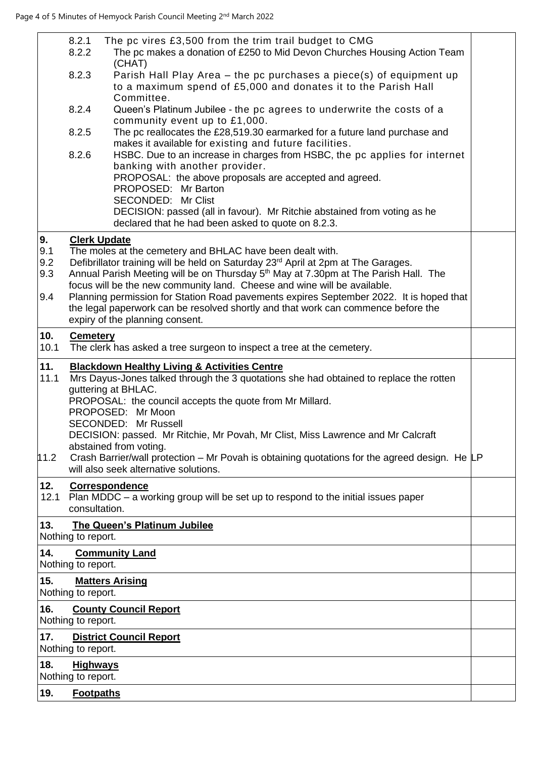8.2.1 The pc vires £3,500 from the trim trail budget to CMG

8.2.2 The pc makes a donation of £250 to Mid Devon Churches Housing Action Team (CHAT)

8.2.3 Parish Hall Play Area – the pc purchases a piece(s) of equipment up to a maximum spend of £5,000 and donates it to the Parish Hall Committee.

8.2.4 Queen's Platinum Jubilee - the pc agrees to underwrite the costs of a community event up to £1,000.

8.2.5 The pc reallocates the £28,519.30 earmarked for a future land purchase and makes it available for existing and future facilities.

8.2.6 HSBC. Due to an increase in charges from HSBC, the pc applies for internet banking with another provider.

PROPOSAL: the above proposals are accepted and agreed.
PROPOSED: Mr Barton
SECONDED: Mr Clist
DECISION: passed (all in favour). Mr Ritchie abstained from voting as he declared that he had been asked to quote on 8.2.3.

**9. Clerk Update**

9.1 The moles at the cemetery and BHLAC have been dealt with.

9.2 Defibrillator training will be held on Saturday 23rd April at 2pm at The Garages.

9.3 Annual Parish Meeting will be on Thursday 5th May at 7.30pm at The Parish Hall. The focus will be the new community land. Cheese and wine will be available.

9.4 Planning permission for Station Road pavements expires September 2022. It is hoped that the legal paperwork can be resolved shortly and that work can commence before the expiry of the planning consent.

**10. Cemetery**

10.1 The clerk has asked a tree surgeon to inspect a tree at the cemetery.

**11. Blackdown Healthy Living & Activities Centre**

11.1 Mrs Dayus-Jones talked through the 3 quotations she had obtained to replace the rotten guttering at BHLAC.

PROPOSAL: the council accepts the quote from Mr Millard.
PROPOSED: Mr Moon
SECONDED: Mr Russell
DECISION: passed. Mr Ritchie, Mr Povah, Mr Clist, Miss Lawrence and Mr Calcraft abstained from voting.

11.2 Crash Barrier/wall protection – Mr Povah is obtaining quotations for the agreed design. He will also seek alternative solutions. — LP

**12. Correspondence**

12.1 Plan MDDC – a working group will be set up to respond to the initial issues paper consultation.

**13. The Queen's Platinum Jubilee**

Nothing to report.

**14. Community Land**

Nothing to report.

**15. Matters Arising**

Nothing to report.

**16. County Council Report**

Nothing to report.

**17. District Council Report**

Nothing to report.

**18. Highways**

Nothing to report.

**19. Footpaths**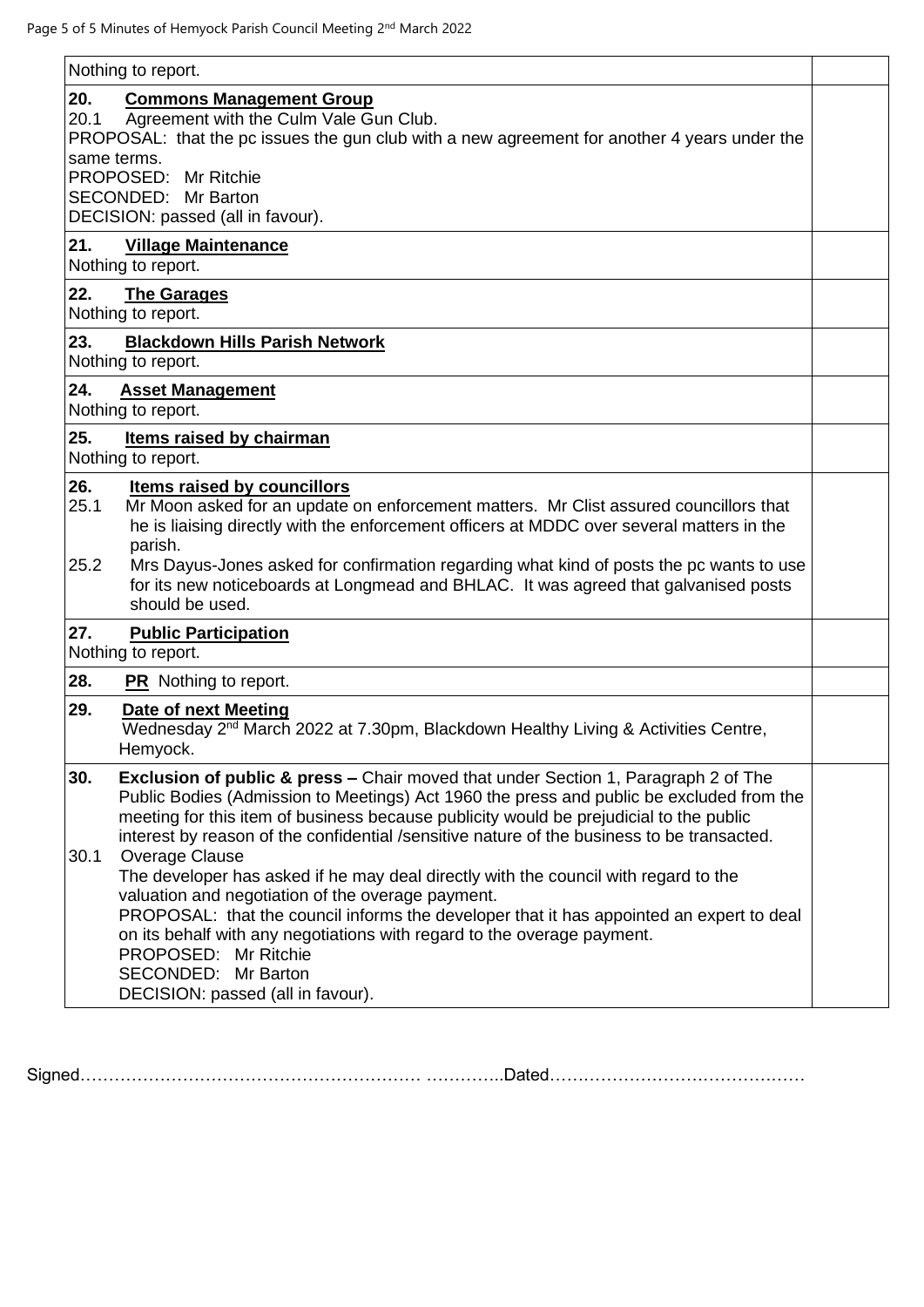| | |
|---|---|
| Nothing to report. | |
| **20. Commons Management Group**<br>20.1 Agreement with the Culm Vale Gun Club.<br>PROPOSAL: that the pc issues the gun club with a new agreement for another 4 years under the same terms.<br>PROPOSED: Mr Ritchie<br>SECONDED: Mr Barton<br>DECISION: passed (all in favour). | |
| **21. Village Maintenance**<br>Nothing to report. | |
| **22. The Garages**<br>Nothing to report. | |
| **23. Blackdown Hills Parish Network**<br>Nothing to report. | |
| **24. Asset Management**<br>Nothing to report. | |
| **25. Items raised by chairman**<br>Nothing to report. | |
| **26. Items raised by councillors**<br>25.1 Mr Moon asked for an update on enforcement matters. Mr Clist assured councillors that he is liaising directly with the enforcement officers at MDDC over several matters in the parish.<br>25.2 Mrs Dayus-Jones asked for confirmation regarding what kind of posts the pc wants to use for its new noticeboards at Longmead and BHLAC. It was agreed that galvanised posts should be used. | |
| **27. Public Participation**<br>Nothing to report. | |
| **28. PR** Nothing to report. | |
| **29. Date of next Meeting**<br>Wednesday 2nd March 2022 at 7.30pm, Blackdown Healthy Living & Activities Centre, Hemyock. | |
| **30. Exclusion of public & press –** Chair moved that under Section 1, Paragraph 2 of The Public Bodies (Admission to Meetings) Act 1960 the press and public be excluded from the meeting for this item of business because publicity would be prejudicial to the public interest by reason of the confidential /sensitive nature of the business to be transacted.<br>30.1 Overage Clause<br>The developer has asked if he may deal directly with the council with regard to the valuation and negotiation of the overage payment.<br>PROPOSAL: that the council informs the developer that it has appointed an expert to deal on its behalf with any negotiations with regard to the overage payment.<br>PROPOSED: Mr Ritchie<br>SECONDED: Mr Barton<br>DECISION: passed (all in favour). | |

Signed…………………………………………………… …………..Dated……………………………………